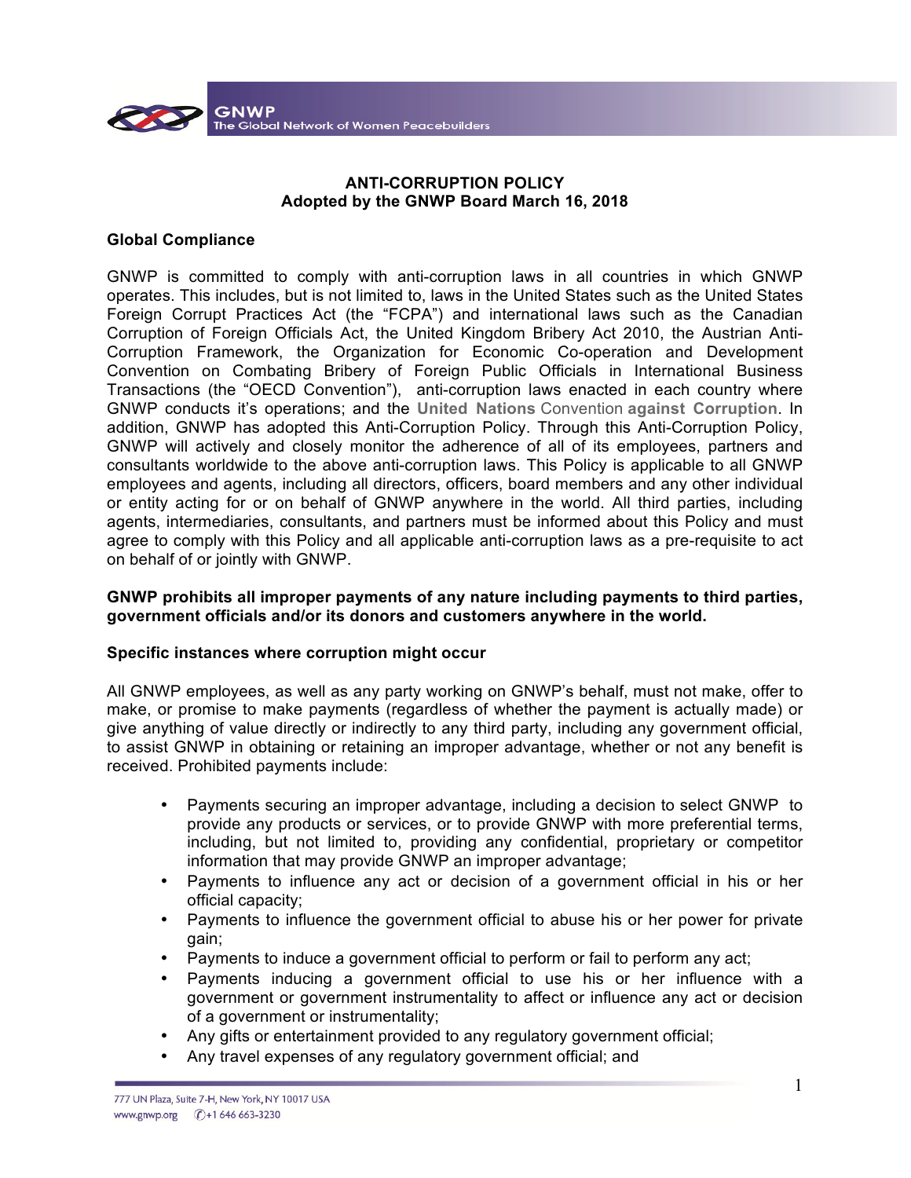**ANTI-CORRUPTION POLICY**
**Adopted by the GNWP Board March 16, 2018**

**Global Compliance**

GNWP is committed to comply with anti-corruption laws in all countries in which GNWP operates. This includes, but is not limited to, laws in the United States such as the United States Foreign Corrupt Practices Act (the "FCPA") and international laws such as the Canadian Corruption of Foreign Officials Act, the United Kingdom Bribery Act 2010, the Austrian Anti-Corruption Framework, the Organization for Economic Co-operation and Development Convention on Combating Bribery of Foreign Public Officials in International Business Transactions (the "OECD Convention"), anti-corruption laws enacted in each country where GNWP conducts it's operations; and the **United Nations** Convention **against Corruption**. In addition, GNWP has adopted this Anti-Corruption Policy. Through this Anti-Corruption Policy, GNWP will actively and closely monitor the adherence of all of its employees, partners and consultants worldwide to the above anti-corruption laws. This Policy is applicable to all GNWP employees and agents, including all directors, officers, board members and any other individual or entity acting for or on behalf of GNWP anywhere in the world. All third parties, including agents, intermediaries, consultants, and partners must be informed about this Policy and must agree to comply with this Policy and all applicable anti-corruption laws as a pre-requisite to act on behalf of or jointly with GNWP.

**GNWP prohibits all improper payments of any nature including payments to third parties, government officials and/or its donors and customers anywhere in the world.**

**Specific instances where corruption might occur**

All GNWP employees, as well as any party working on GNWP's behalf, must not make, offer to make, or promise to make payments (regardless of whether the payment is actually made) or give anything of value directly or indirectly to any third party, including any government official, to assist GNWP in obtaining or retaining an improper advantage, whether or not any benefit is received. Prohibited payments include:

- Payments securing an improper advantage, including a decision to select GNWP to provide any products or services, or to provide GNWP with more preferential terms, including, but not limited to, providing any confidential, proprietary or competitor information that may provide GNWP an improper advantage;
- Payments to influence any act or decision of a government official in his or her official capacity;
- Payments to influence the government official to abuse his or her power for private gain;
- Payments to induce a government official to perform or fail to perform any act;
- Payments inducing a government official to use his or her influence with a government or government instrumentality to affect or influence any act or decision of a government or instrumentality;
- Any gifts or entertainment provided to any regulatory government official;
- Any travel expenses of any regulatory government official; and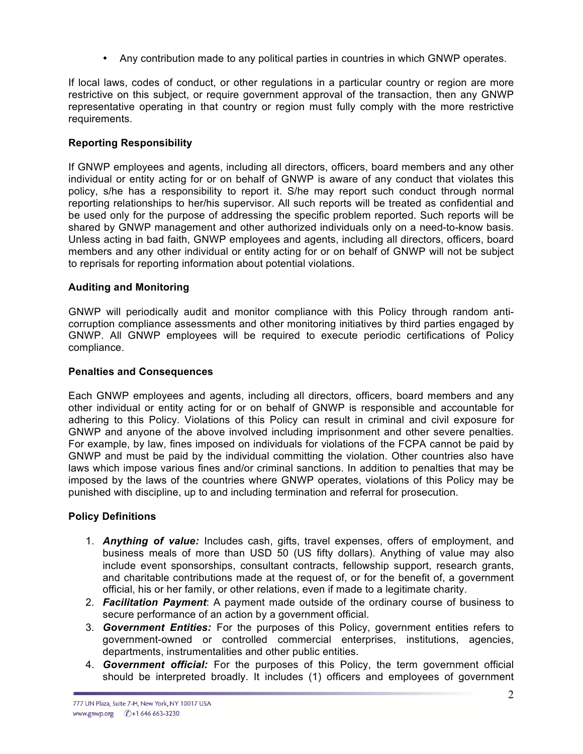- Any contribution made to any political parties in countries in which GNWP operates.

If local laws, codes of conduct, or other regulations in a particular country or region are more restrictive on this subject, or require government approval of the transaction, then any GNWP representative operating in that country or region must fully comply with the more restrictive requirements.

**Reporting Responsibility**

If GNWP employees and agents, including all directors, officers, board members and any other individual or entity acting for or on behalf of GNWP is aware of any conduct that violates this policy, s/he has a responsibility to report it. S/he may report such conduct through normal reporting relationships to her/his supervisor. All such reports will be treated as confidential and be used only for the purpose of addressing the specific problem reported. Such reports will be shared by GNWP management and other authorized individuals only on a need-to-know basis. Unless acting in bad faith, GNWP employees and agents, including all directors, officers, board members and any other individual or entity acting for or on behalf of GNWP will not be subject to reprisals for reporting information about potential violations.

**Auditing and Monitoring**

GNWP will periodically audit and monitor compliance with this Policy through random anti-corruption compliance assessments and other monitoring initiatives by third parties engaged by GNWP. All GNWP employees will be required to execute periodic certifications of Policy compliance.

**Penalties and Consequences**

Each GNWP employees and agents, including all directors, officers, board members and any other individual or entity acting for or on behalf of GNWP is responsible and accountable for adhering to this Policy. Violations of this Policy can result in criminal and civil exposure for GNWP and anyone of the above involved including imprisonment and other severe penalties. For example, by law, fines imposed on individuals for violations of the FCPA cannot be paid by GNWP and must be paid by the individual committing the violation. Other countries also have laws which impose various fines and/or criminal sanctions. In addition to penalties that may be imposed by the laws of the countries where GNWP operates, violations of this Policy may be punished with discipline, up to and including termination and referral for prosecution.

**Policy Definitions**

1. ***Anything of value:*** Includes cash, gifts, travel expenses, offers of employment, and business meals of more than USD 50 (US fifty dollars). Anything of value may also include event sponsorships, consultant contracts, fellowship support, research grants, and charitable contributions made at the request of, or for the benefit of, a government official, his or her family, or other relations, even if made to a legitimate charity.
2. ***Facilitation Payment***: A payment made outside of the ordinary course of business to secure performance of an action by a government official.
3. ***Government Entities:*** For the purposes of this Policy, government entities refers to government-owned or controlled commercial enterprises, institutions, agencies, departments, instrumentalities and other public entities.
4. ***Government official:*** For the purposes of this Policy, the term government official should be interpreted broadly. It includes (1) officers and employees of government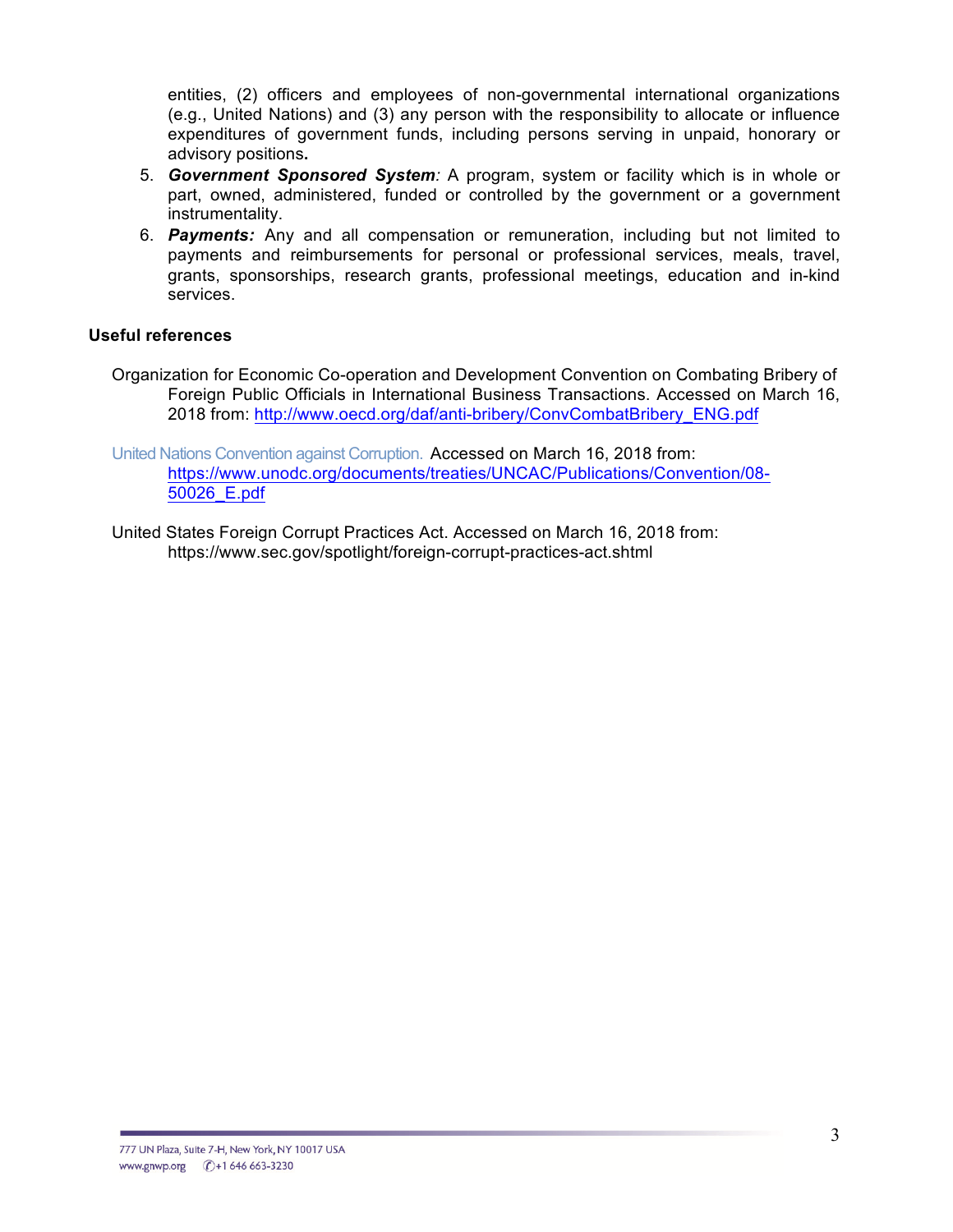entities, (2) officers and employees of non-governmental international organizations (e.g., United Nations) and (3) any person with the responsibility to allocate or influence expenditures of government funds, including persons serving in unpaid, honorary or advisory positions**.**

5. ***Government Sponsored System****:* A program, system or facility which is in whole or part, owned, administered, funded or controlled by the government or a government instrumentality.
6. ***Payments:*** Any and all compensation or remuneration, including but not limited to payments and reimbursements for personal or professional services, meals, travel, grants, sponsorships, research grants, professional meetings, education and in-kind services.

**Useful references**

Organization for Economic Co-operation and Development Convention on Combating Bribery of Foreign Public Officials in International Business Transactions. Accessed on March 16, 2018 from: http://www.oecd.org/daf/anti-bribery/ConvCombatBribery_ENG.pdf

United Nations Convention against Corruption. Accessed on March 16, 2018 from: https://www.unodc.org/documents/treaties/UNCAC/Publications/Convention/08-50026_E.pdf

United States Foreign Corrupt Practices Act. Accessed on March 16, 2018 from: https://www.sec.gov/spotlight/foreign-corrupt-practices-act.shtml

777 UN Plaza, Suite 7-H, New York, NY 10017 USA
www.gnwp.org +1 646 663-3230